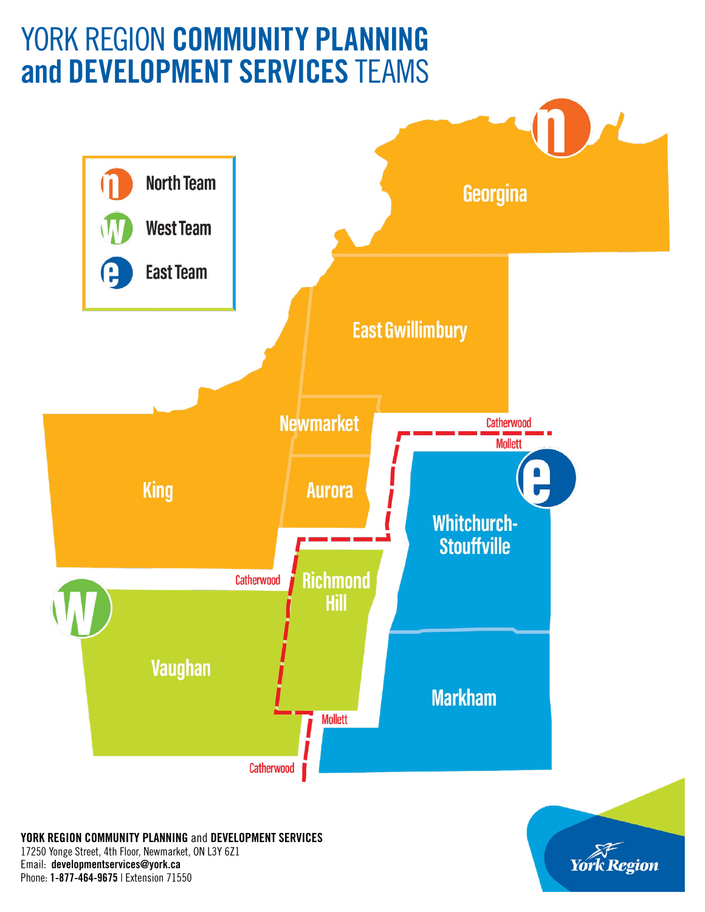# YORK REGION **COMMUNITY PLANNING and DEVELOPMENT SERVICES** TEAMS

- North Team
- West Team
- East Team

Georgina

East Gwillimbury

Newmarket

King

Aurora

Catherwood

Mollett

Whitchurch-Stouffville

Catherwood

Richmond Hill

Vaughan

Markham

Mollett

Catherwood

**YORK REGION COMMUNITY PLANNING** and **DEVELOPMENT SERVICES**
17250 Yonge Street, 4th Floor, Newmarket, ON L3Y 6Z1
Email: **developmentservices@york.ca**
Phone: **1-877-464-9675** | Extension 71550

York Region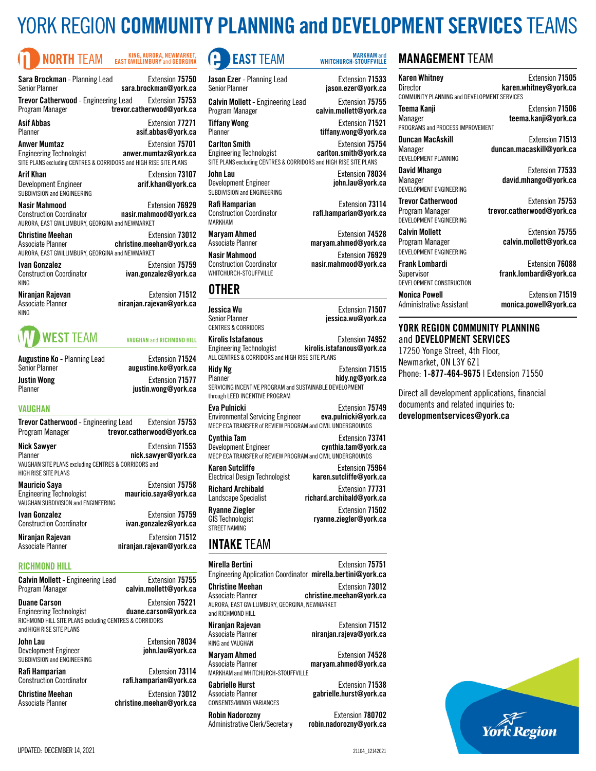# YORK REGION **COMMUNITY PLANNING and DEVELOPMENT SERVICES** TEAMS

## NORTH TEAM

KING, AURORA, NEWMARKET, EAST GWILLIMBURY and GEORGINA

**Sara Brockman** - Planning Lead
Senior Planner
Extension **75750**
**sara.brockman@york.ca**

**Trevor Catherwood** - Engineering Lead
Program Manager
Extension **75753**
**trevor.catherwood@york.ca**

**Asif Abbas**
Planner
Extension **77271**
**asif.abbas@york.ca**

**Anwer Mumtaz**
Engineering Technologist
Extension **75701**
**anwer.mumtaz@york.ca**
SITE PLANS excluding CENTRES & CORRIDORS and HIGH RISE SITE PLANS

**Arif Khan**
Development Engineer
Extension **73107**
**arif.khan@york.ca**
SUBDIVISION and ENGINEERING

**Nasir Mahmood**
Construction Coordinator
Extension **76929**
**nasir.mahmood@york.ca**
AURORA, EAST GWILLIMBURY, GEORGINA and NEWMARKET

**Christine Meehan**
Associate Planner
Extension **73012**
**christine.meehan@york.ca**
AURORA, EAST GWILLIMBURY, GEORGINA and NEWMARKET

**Ivan Gonzalez**
Construction Coordinator
Extension **75759**
**ivan.gonzalez@york.ca**
KING

**Niranjan Rajevan**
Associate Planner
Extension **71512**
**niranjan.rajevan@york.ca**
KING

## WEST TEAM

VAUGHAN and RICHMOND HILL

**Augustine Ko** - Planning Lead
Senior Planner
Extension **71524**
**augustine.ko@york.ca**

**Justin Wong**
Planner
Extension **71577**
**justin.wong@york.ca**

### VAUGHAN

**Trevor Catherwood** - Engineering Lead
Program Manager
Extension **75753**
**trevor.catherwood@york.ca**

**Nick Sawyer**
Planner
Extension **71553**
**nick.sawyer@york.ca**
VAUGHAN SITE PLANS excluding CENTRES & CORRIDORS and HIGH RISE SITE PLANS

**Mauricio Saya**
Engineering Technologist
Extension **75758**
**mauricio.saya@york.ca**
VAUGHAN SUBDIVISION and ENGINEERING

**Ivan Gonzalez**
Construction Coordinator
Extension **75759**
**ivan.gonzalez@york.ca**

**Niranjan Rajevan**
Associate Planner
Extension **71512**
**niranjan.rajevan@york.ca**

### RICHMOND HILL

**Calvin Mollett** - Engineering Lead
Program Manager
Extension **75755**
**calvin.mollett@york.ca**

**Duane Carson**
Engineering Technologist
Extension **75221**
**duane.carson@york.ca**
RICHMOND HILL SITE PLANS excluding CENTRES & CORRIDORS and HIGH RISE SITE PLANS

**John Lau**
Development Engineer
Extension **78034**
**john.lau@york.ca**
SUBDIVISION and ENGINEERING

**Rafi Hamparian**
Construction Coordinator
Extension **73114**
**rafi.hamparian@york.ca**

**Christine Meehan**
Associate Planner
Extension **73012**
**christine.meehan@york.ca**

## EAST TEAM

MARKHAM and WHITCHURCH-STOUFFVILLE

**Jason Ezer** - Planning Lead
Senior Planner
Extension **71533**
**jason.ezer@york.ca**

**Calvin Mollett** - Engineering Lead
Program Manager
Extension **75755**
**calvin.mollett@york.ca**

**Tiffany Wong**
Planner
Extension **71521**
**tiffany.wong@york.ca**

**Carlton Smith**
Engineering Technologist
Extension **75754**
**carlton.smith@york.ca**
SITE PLANS excluding CENTRES & CORRIDORS and HIGH RISE SITE PLANS

**John Lau**
Development Engineer
Extension **78034**
**john.lau@york.ca**
SUBDIVISION and ENGINEERING

**Rafi Hamparian**
Construction Coordinator
Extension **73114**
**rafi.hamparian@york.ca**
MARKHAM

**Maryam Ahmed**
Associate Planner
Extension **74528**
**maryam.ahmed@york.ca**

**Nasir Mahmood**
Construction Coordinator
Extension **76929**
**nasir.mahmood@york.ca**
WHITCHURCH-STOUFFVILLE

## OTHER

**Jessica Wu**
Senior Planner
Extension **71507**
**jessica.wu@york.ca**
CENTRES & CORRIDORS

**Kirolis Istafanous**
Engineering Technologist
Extension **74952**
**kirolis.istafanous@york.ca**
ALL CENTRES & CORRIDORS and HIGH RISE SITE PLANS

**Hidy Ng**
Planner
Extension **71515**
**hidy.ng@york.ca**
SERVICING INCENTIVE PROGRAM and SUSTAINABLE DEVELOPMENT through LEED INCENTIVE PROGRAM

**Eva Pulnicki**
Environmental Servicing Engineer
Extension **75749**
**eva.pulnicki@york.ca**
MECP ECA TRANSFER of REVIEW PROGRAM and CIVIL UNDERGROUNDS

**Cynthia Tam**
Development Engineer
Extension **73741**
**cynthia.tam@york.ca**
MECP ECA TRANSFER of REVIEW PROGRAM and CIVIL UNDERGROUNDS

**Karen Sutcliffe**
Electrical Design Technologist
Extension **75964**
**karen.sutcliffe@york.ca**

**Richard Archibald**
Landscape Specialist
Extension **77731**
**richard.archibald@york.ca**

**Ryanne Ziegler**
GIS Technologist
Extension **71502**
**ryanne.ziegler@york.ca**
STREET NAMING

## INTAKE TEAM

**Mirella Bertini**
Engineering Application Coordinator
Extension **75751**
**mirella.bertini@york.ca**

**Christine Meehan**
Associate Planner
Extension **73012**
**christine.meehan@york.ca**
AURORA, EAST GWILLIMBURY, GEORGINA, NEWMARKET and RICHMOND HILL

**Niranjan Rajevan**
Associate Planner
Extension **71512**
**niranjan.rajeva@york.ca**
KING and VAUGHAN

**Maryam Ahmed**
Associate Planner
Extension **74528**
**maryam.ahmed@york.ca**
MARKHAM and WHITCHURCH-STOUFFVILLE

**Gabrielle Hurst**
Associate Planner
Extension **71538**
**gabrielle.hurst@york.ca**
CONSENTS/MINOR VARIANCES

**Robin Nadorozny**
Administrative Clerk/Secretary
Extension **780702**
**robin.nadorozny@york.ca**

## MANAGEMENT TEAM

**Karen Whitney**
Director
Extension **71505**
**karen.whitney@york.ca**
COMMUNITY PLANNING and DEVELOPMENT SERVICES

**Teema Kanji**
Manager
Extension **71506**
**teema.kanji@york.ca**
PROGRAMS and PROCESS IMPROVEMENT

**Duncan MacAskill**
Manager
Extension **71513**
**duncan.macaskill@york.ca**
DEVELOPMENT PLANNING

**David Mhango**
Manager
Extension **77533**
**david.mhango@york.ca**
DEVELOPMENT ENGINEERING

**Trevor Catherwood**
Program Manager
Extension **75753**
**trevor.catherwood@york.ca**
DEVELOPMENT ENGINEERING

**Calvin Mollett**
Program Manager
Extension **75755**
**calvin.mollett@york.ca**
DEVELOPMENT ENGINEERING

**Frank Lombardi**
Supervisor
Extension **76088**
**frank.lombardi@york.ca**
DEVELOPMENT CONSTRUCTION

**Monica Powell**
Administrative Assistant
Extension **71519**
**monica.powell@york.ca**

**YORK REGION COMMUNITY PLANNING and DEVELOPMENT SERVICES**
17250 Yonge Street, 4th Floor,
Newmarket, ON L3Y 6Z1
Phone: **1-877-464-9675** | Extension 71550

Direct all development applications, financial documents and related inquiries to:
**developmentservices@york.ca**

York Region

UPDATED: DECEMBER 14, 2021

21104_12142021